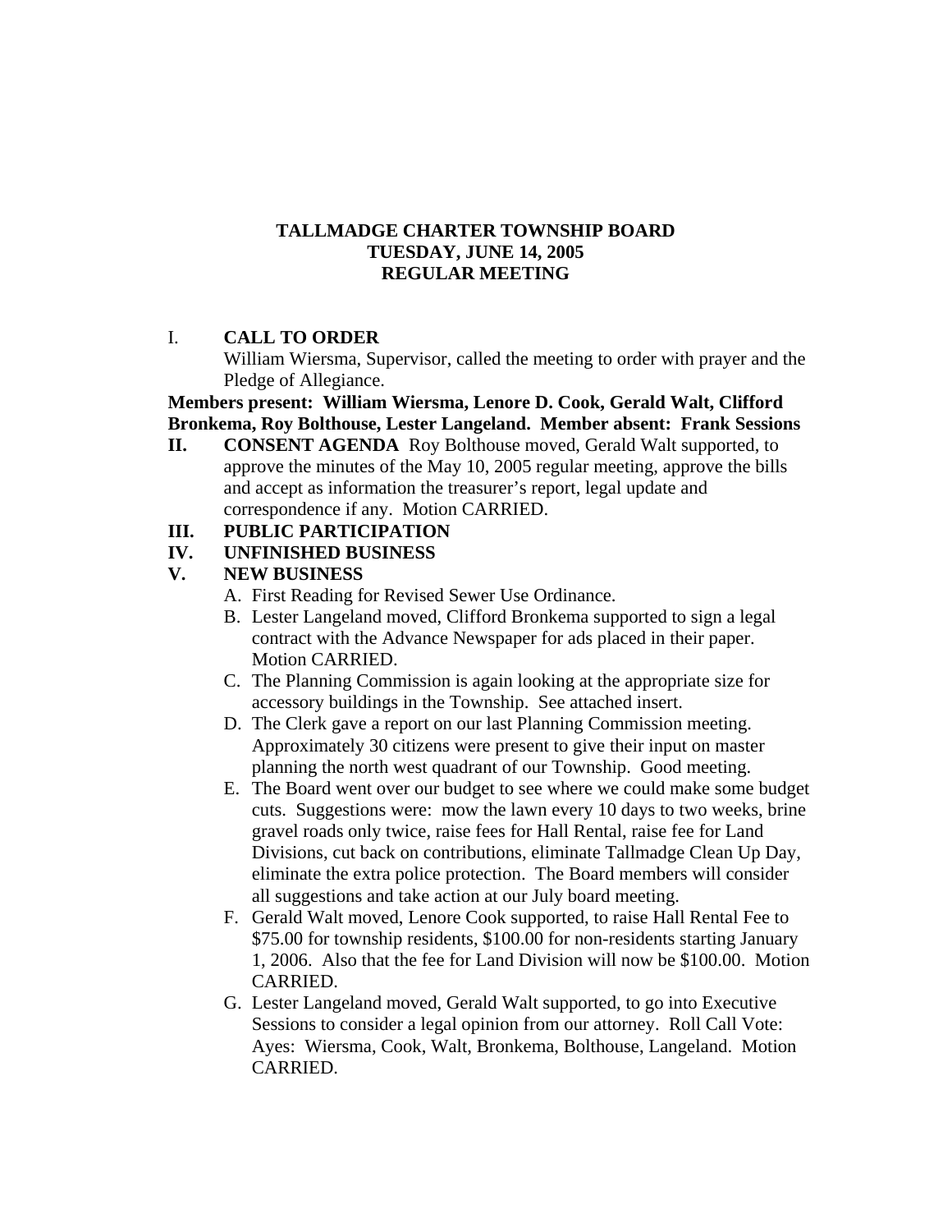# TALLMADGE CHARTER TOWNSHIP BOARD
## TUESDAY, JUNE 14, 2005
## REGULAR MEETING

I. **CALL TO ORDER**
William Wiersma, Supervisor, called the meeting to order with prayer and the Pledge of Allegiance.

**Members present: William Wiersma, Lenore D. Cook, Gerald Walt, Clifford Bronkema, Roy Bolthouse, Lester Langeland. Member absent: Frank Sessions**

**II. CONSENT AGENDA** Roy Bolthouse moved, Gerald Walt supported, to approve the minutes of the May 10, 2005 regular meeting, approve the bills and accept as information the treasurer's report, legal update and correspondence if any. Motion CARRIED.

**III. PUBLIC PARTICIPATION**

**IV. UNFINISHED BUSINESS**

**V. NEW BUSINESS**

A. First Reading for Revised Sewer Use Ordinance.

B. Lester Langeland moved, Clifford Bronkema supported to sign a legal contract with the Advance Newspaper for ads placed in their paper. Motion CARRIED.

C. The Planning Commission is again looking at the appropriate size for accessory buildings in the Township. See attached insert.

D. The Clerk gave a report on our last Planning Commission meeting. Approximately 30 citizens were present to give their input on master planning the north west quadrant of our Township. Good meeting.

E. The Board went over our budget to see where we could make some budget cuts. Suggestions were: mow the lawn every 10 days to two weeks, brine gravel roads only twice, raise fees for Hall Rental, raise fee for Land Divisions, cut back on contributions, eliminate Tallmadge Clean Up Day, eliminate the extra police protection. The Board members will consider all suggestions and take action at our July board meeting.

F. Gerald Walt moved, Lenore Cook supported, to raise Hall Rental Fee to $75.00 for township residents, $100.00 for non-residents starting January 1, 2006. Also that the fee for Land Division will now be $100.00. Motion CARRIED.

G. Lester Langeland moved, Gerald Walt supported, to go into Executive Sessions to consider a legal opinion from our attorney. Roll Call Vote: Ayes: Wiersma, Cook, Walt, Bronkema, Bolthouse, Langeland. Motion CARRIED.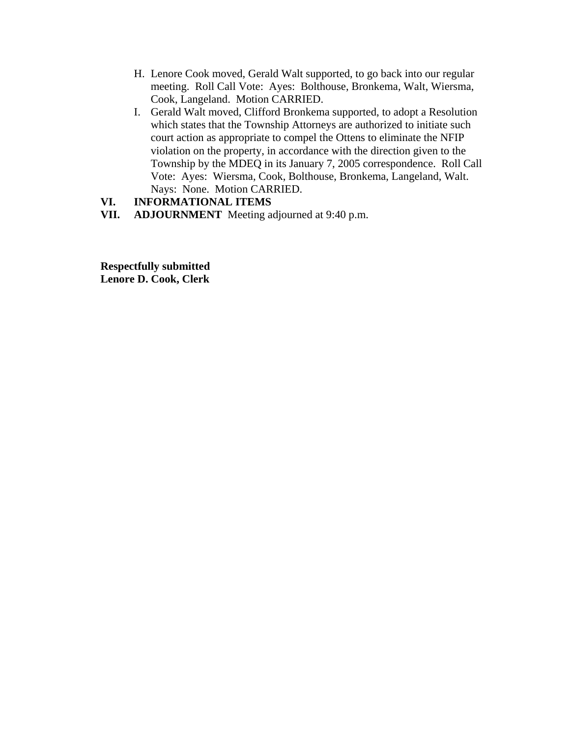H. Lenore Cook moved, Gerald Walt supported, to go back into our regular meeting. Roll Call Vote: Ayes: Bolthouse, Bronkema, Walt, Wiersma, Cook, Langeland. Motion CARRIED.

I. Gerald Walt moved, Clifford Bronkema supported, to adopt a Resolution which states that the Township Attorneys are authorized to initiate such court action as appropriate to compel the Ottens to eliminate the NFIP violation on the property, in accordance with the direction given to the Township by the MDEQ in its January 7, 2005 correspondence. Roll Call Vote: Ayes: Wiersma, Cook, Bolthouse, Bronkema, Langeland, Walt. Nays: None. Motion CARRIED.

**VI. INFORMATIONAL ITEMS**

**VII. ADJOURNMENT** Meeting adjourned at 9:40 p.m.

**Respectfully submitted**
**Lenore D. Cook, Clerk**